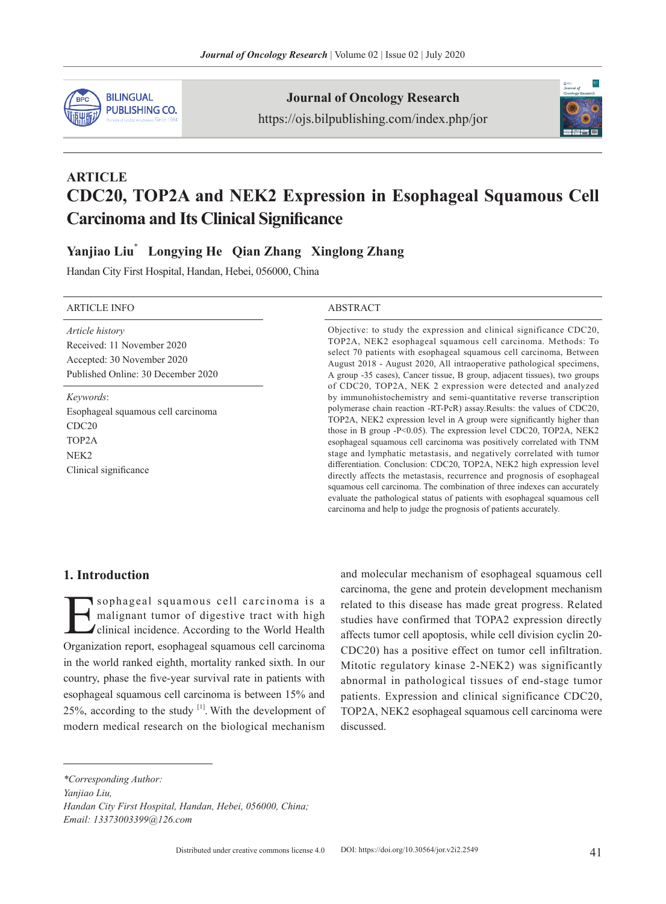ARTICLE

# CDC20, TOP2A and NEK2 Expression in Esophageal Squamous Cell Carcinoma and Its Clinical Significance

**Yanjiao Liu*** **Longying He** **Qian Zhang** **Xinglong Zhang**

Handan City First Hospital, Handan, Hebei, 056000, China

**ARTICLE INFO**

*Article history*
Received: 11 November 2020
Accepted: 30 November 2020
Published Online: 30 December 2020

*Keywords*:
Esophageal squamous cell carcinoma
CDC20
TOP2A
NEK2
Clinical significance

**ABSTRACT**

Objective: to study the expression and clinical significance CDC20, TOP2A, NEK2 esophageal squamous cell carcinoma. Methods: To select 70 patients with esophageal squamous cell carcinoma, Between August 2018 - August 2020, All intraoperative pathological specimens, A group -35 cases), Cancer tissue, B group, adjacent tissues), two groups of CDC20, TOP2A, NEK 2 expression were detected and analyzed by immunohistochemistry and semi-quantitative reverse transcription polymerase chain reaction -RT-PcR) assay.Results: the values of CDC20, TOP2A, NEK2 expression level in A group were significantly higher than those in B group -P<0.05). The expression level CDC20, TOP2A, NEK2 esophageal squamous cell carcinoma was positively correlated with TNM stage and lymphatic metastasis, and negatively correlated with tumor differentiation. Conclusion: CDC20, TOP2A, NEK2 high expression level directly affects the metastasis, recurrence and prognosis of esophageal squamous cell carcinoma. The combination of three indexes can accurately evaluate the pathological status of patients with esophageal squamous cell carcinoma and help to judge the prognosis of patients accurately.

## 1. Introduction

Esophageal squamous cell carcinoma is a malignant tumor of digestive tract with high clinical incidence. According to the World Health Organization report, esophageal squamous cell carcinoma in the world ranked eighth, mortality ranked sixth. In our country, phase the five-year survival rate in patients with esophageal squamous cell carcinoma is between 15% and 25%, according to the study [1]. With the development of modern medical research on the biological mechanism and molecular mechanism of esophageal squamous cell carcinoma, the gene and protein development mechanism related to this disease has made great progress. Related studies have confirmed that TOPA2 expression directly affects tumor cell apoptosis, while cell division cyclin 20-CDC20) has a positive effect on tumor cell infiltration. Mitotic regulatory kinase 2-NEK2) was significantly abnormal in pathological tissues of end-stage tumor patients. Expression and clinical significance CDC20, TOP2A, NEK2 esophageal squamous cell carcinoma were discussed.

*\*Corresponding Author:*
*Yanjiao Liu,*
*Handan City First Hospital, Handan, Hebei, 056000, China;*
*Email: 13373003399@126.com*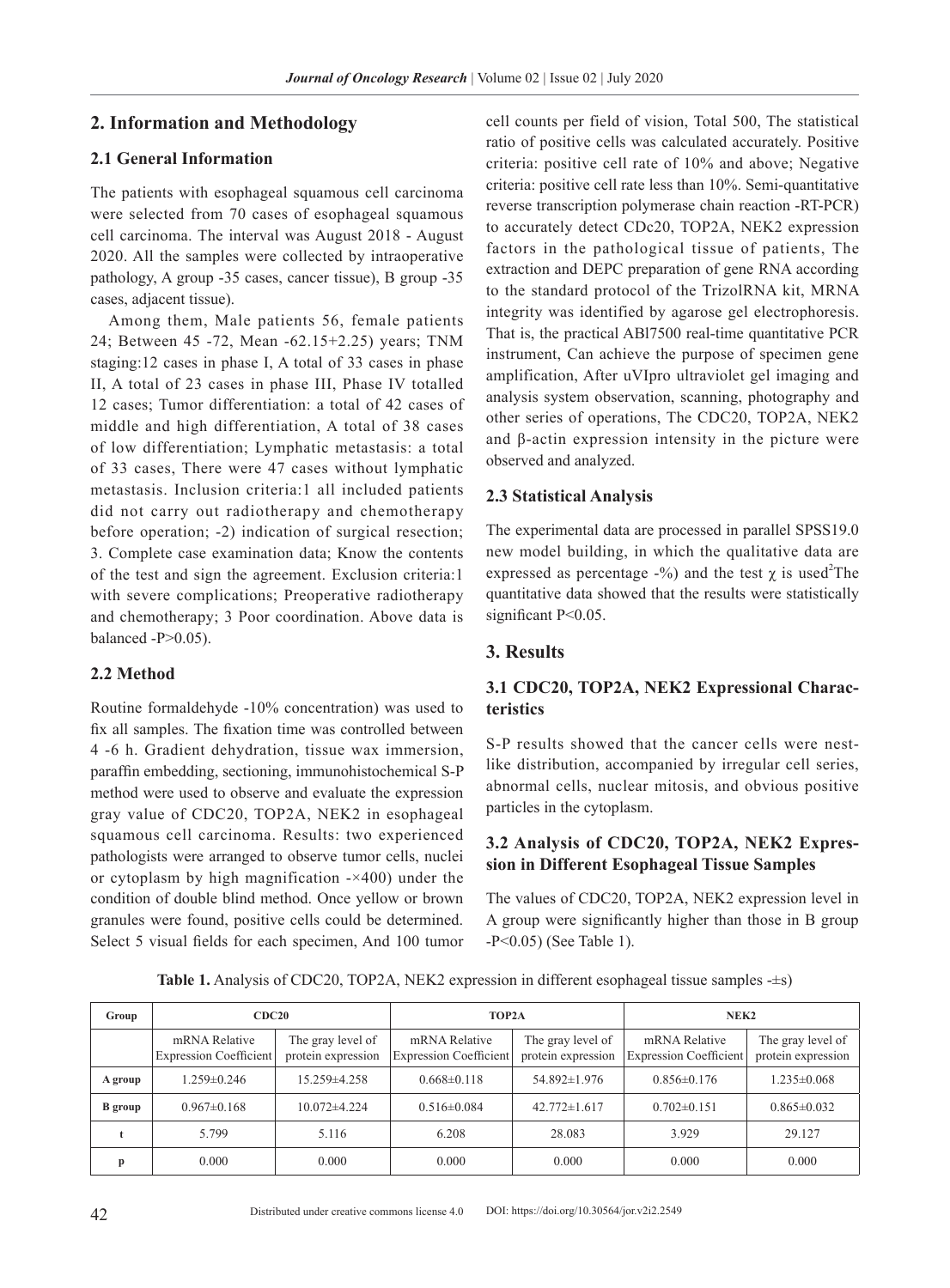## 2. Information and Methodology

### 2.1 General Information

The patients with esophageal squamous cell carcinoma were selected from 70 cases of esophageal squamous cell carcinoma. The interval was August 2018 - August 2020. All the samples were collected by intraoperative pathology, A group -35 cases, cancer tissue), B group -35 cases, adjacent tissue).

Among them, Male patients 56, female patients 24; Between 45 -72, Mean -62.15+2.25) years; TNM staging:12 cases in phase I, A total of 33 cases in phase II, A total of 23 cases in phase III, Phase IV totalled 12 cases; Tumor differentiation: a total of 42 cases of middle and high differentiation, A total of 38 cases of low differentiation; Lymphatic metastasis: a total of 33 cases, There were 47 cases without lymphatic metastasis. Inclusion criteria:1 all included patients did not carry out radiotherapy and chemotherapy before operation; -2) indication of surgical resection; 3. Complete case examination data; Know the contents of the test and sign the agreement. Exclusion criteria:1 with severe complications; Preoperative radiotherapy and chemotherapy; 3 Poor coordination. Above data is balanced -P>0.05).

### 2.2 Method

Routine formaldehyde -10% concentration) was used to fix all samples. The fixation time was controlled between 4 -6 h. Gradient dehydration, tissue wax immersion, paraffin embedding, sectioning, immunohistochemical S-P method were used to observe and evaluate the expression gray value of CDC20, TOP2A, NEK2 in esophageal squamous cell carcinoma. Results: two experienced pathologists were arranged to observe tumor cells, nuclei or cytoplasm by high magnification -×400) under the condition of double blind method. Once yellow or brown granules were found, positive cells could be determined. Select 5 visual fields for each specimen, And 100 tumor cell counts per field of vision, Total 500, The statistical ratio of positive cells was calculated accurately. Positive criteria: positive cell rate of 10% and above; Negative criteria: positive cell rate less than 10%. Semi-quantitative reverse transcription polymerase chain reaction -RT-PCR) to accurately detect CDc20, TOP2A, NEK2 expression factors in the pathological tissue of patients, The extraction and DEPC preparation of gene RNA according to the standard protocol of the TrizolRNA kit, MRNA integrity was identified by agarose gel electrophoresis. That is, the practical ABl7500 real-time quantitative PCR instrument, Can achieve the purpose of specimen gene amplification, After uVIpro ultraviolet gel imaging and analysis system observation, scanning, photography and other series of operations, The CDC20, TOP2A, NEK2 and β-actin expression intensity in the picture were observed and analyzed.

### 2.3 Statistical Analysis

The experimental data are processed in parallel SPSS19.0 new model building, in which the qualitative data are expressed as percentage -%) and the test $\chi$ is used$^2$The quantitative data showed that the results were statistically significant P<0.05.

## 3. Results

### 3.1 CDC20, TOP2A, NEK2 Expressional Characteristics

S-P results showed that the cancer cells were nest-like distribution, accompanied by irregular cell series, abnormal cells, nuclear mitosis, and obvious positive particles in the cytoplasm.

### 3.2 Analysis of CDC20, TOP2A, NEK2 Expression in Different Esophageal Tissue Samples

The values of CDC20, TOP2A, NEK2 expression level in A group were significantly higher than those in B group -P<0.05) (See Table 1).

**Table 1.** Analysis of CDC20, TOP2A, NEK2 expression in different esophageal tissue samples -±s)

| Group | CDC20 | | TOP2A | | NEK2 | |
|---|---|---|---|---|---|---|
| | mRNA Relative Expression Coefficient | The gray level of protein expression | mRNA Relative Expression Coefficient | The gray level of protein expression | mRNA Relative Expression Coefficient | The gray level of protein expression |
| A group | 1.259±0.246 | 15.259±4.258 | 0.668±0.118 | 54.892±1.976 | 0.856±0.176 | 1.235±0.068 |
| B group | 0.967±0.168 | 10.072±4.224 | 0.516±0.084 | 42.772±1.617 | 0.702±0.151 | 0.865±0.032 |
| t | 5.799 | 5.116 | 6.208 | 28.083 | 3.929 | 29.127 |
| p | 0.000 | 0.000 | 0.000 | 0.000 | 0.000 | 0.000 |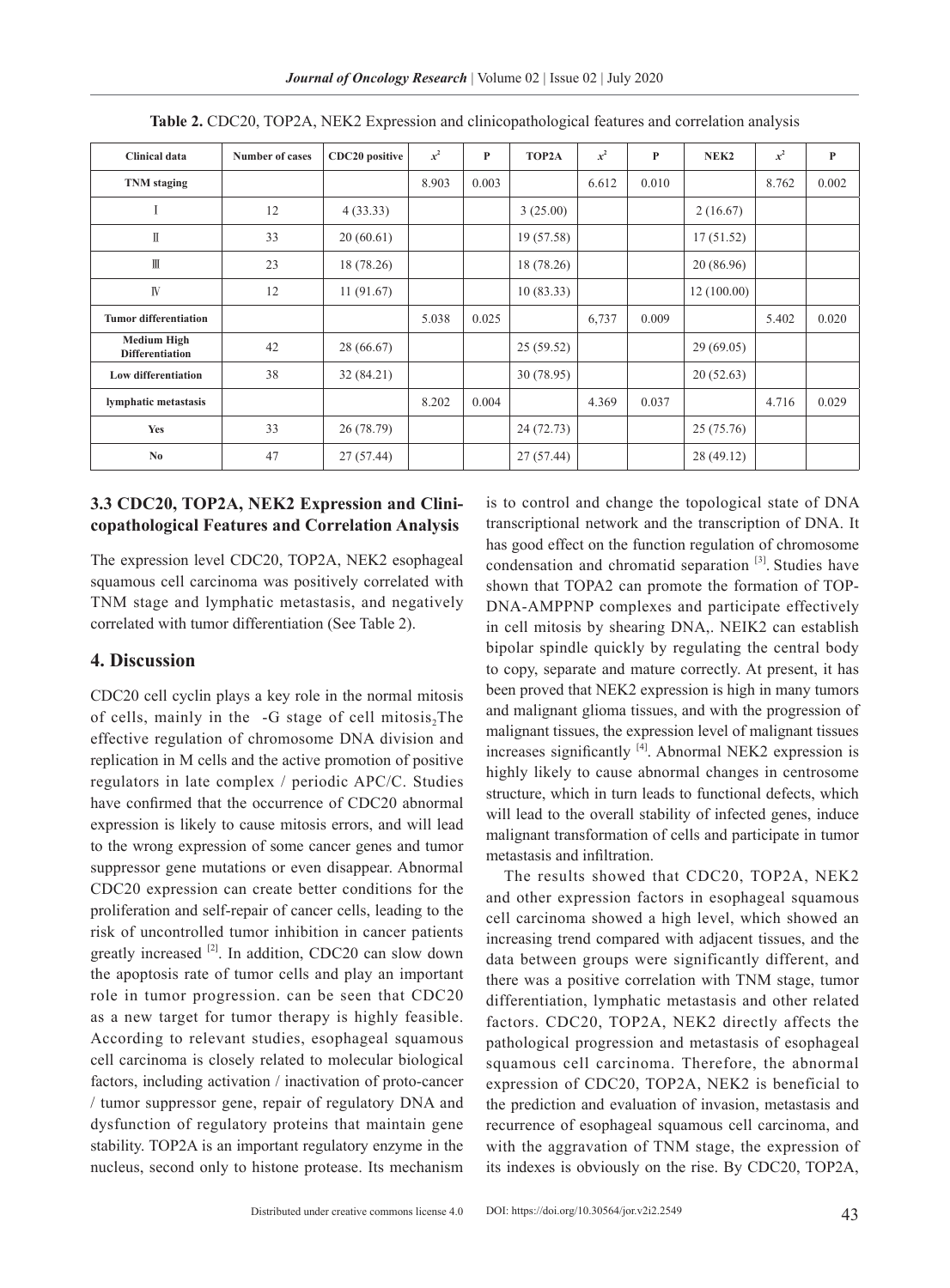**Table 2.** CDC20, TOP2A, NEK2 Expression and clinicopathological features and correlation analysis

| Clinical data | Number of cases | CDC20 positive | $x^2$ | P | TOP2A | $x^2$ | P | NEK2 | $x^2$ | P |
|---|---|---|---|---|---|---|---|---|---|---|
| **TNM staging** | | | 8.903 | 0.003 | | 6.612 | 0.010 | | 8.762 | 0.002 |
| Ⅰ | 12 | 4 (33.33) | | | 3 (25.00) | | | 2 (16.67) | | |
| Ⅱ | 33 | 20 (60.61) | | | 19 (57.58) | | | 17 (51.52) | | |
| Ⅲ | 23 | 18 (78.26) | | | 18 (78.26) | | | 20 (86.96) | | |
| Ⅳ | 12 | 11 (91.67) | | | 10 (83.33) | | | 12 (100.00) | | |
| **Tumor differentiation** | | | 5.038 | 0.025 | | 6,737 | 0.009 | | 5.402 | 0.020 |
| **Medium High Differentiation** | 42 | 28 (66.67) | | | 25 (59.52) | | | 29 (69.05) | | |
| **Low differentiation** | 38 | 32 (84.21) | | | 30 (78.95) | | | 20 (52.63) | | |
| **lymphatic metastasis** | | | 8.202 | 0.004 | | 4.369 | 0.037 | | 4.716 | 0.029 |
| **Yes** | 33 | 26 (78.79) | | | 24 (72.73) | | | 25 (75.76) | | |
| **No** | 47 | 27 (57.44) | | | 27 (57.44) | | | 28 (49.12) | | |

### 3.3 CDC20, TOP2A, NEK2 Expression and Clinicopathological Features and Correlation Analysis

The expression level CDC20, TOP2A, NEK2 esophageal squamous cell carcinoma was positively correlated with TNM stage and lymphatic metastasis, and negatively correlated with tumor differentiation (See Table 2).

## 4. Discussion

CDC20 cell cyclin plays a key role in the normal mitosis of cells, mainly in the -G stage of cell mitosis, The effective regulation of chromosome DNA division and replication in M cells and the active promotion of positive regulators in late complex / periodic APC/C. Studies have confirmed that the occurrence of CDC20 abnormal expression is likely to cause mitosis errors, and will lead to the wrong expression of some cancer genes and tumor suppressor gene mutations or even disappear. Abnormal CDC20 expression can create better conditions for the proliferation and self-repair of cancer cells, leading to the risk of uncontrolled tumor inhibition in cancer patients greatly increased [2]. In addition, CDC20 can slow down the apoptosis rate of tumor cells and play an important role in tumor progression. can be seen that CDC20 as a new target for tumor therapy is highly feasible. According to relevant studies, esophageal squamous cell carcinoma is closely related to molecular biological factors, including activation / inactivation of proto-cancer / tumor suppressor gene, repair of regulatory DNA and dysfunction of regulatory proteins that maintain gene stability. TOP2A is an important regulatory enzyme in the nucleus, second only to histone protease. Its mechanism is to control and change the topological state of DNA transcriptional network and the transcription of DNA. It has good effect on the function regulation of chromosome condensation and chromatid separation [3]. Studies have shown that TOPA2 can promote the formation of TOP-DNA-AMPPNP complexes and participate effectively in cell mitosis by shearing DNA,. NEIK2 can establish bipolar spindle quickly by regulating the central body to copy, separate and mature correctly. At present, it has been proved that NEK2 expression is high in many tumors and malignant glioma tissues, and with the progression of malignant tissues, the expression level of malignant tissues increases significantly [4]. Abnormal NEK2 expression is highly likely to cause abnormal changes in centrosome structure, which in turn leads to functional defects, which will lead to the overall stability of infected genes, induce malignant transformation of cells and participate in tumor metastasis and infiltration.

The results showed that CDC20, TOP2A, NEK2 and other expression factors in esophageal squamous cell carcinoma showed a high level, which showed an increasing trend compared with adjacent tissues, and the data between groups were significantly different, and there was a positive correlation with TNM stage, tumor differentiation, lymphatic metastasis and other related factors. CDC20, TOP2A, NEK2 directly affects the pathological progression and metastasis of esophageal squamous cell carcinoma. Therefore, the abnormal expression of CDC20, TOP2A, NEK2 is beneficial to the prediction and evaluation of invasion, metastasis and recurrence of esophageal squamous cell carcinoma, and with the aggravation of TNM stage, the expression of its indexes is obviously on the rise. By CDC20, TOP2A,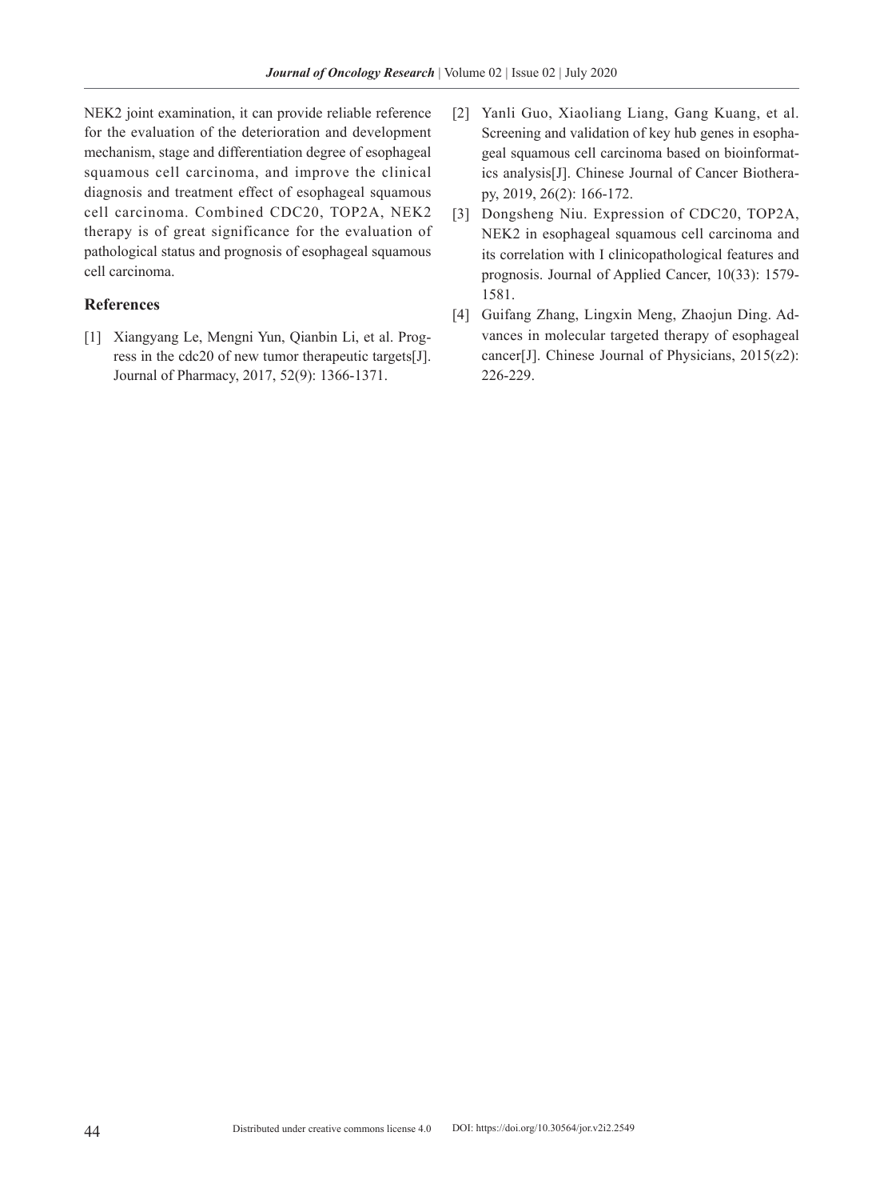NEK2 joint examination, it can provide reliable reference for the evaluation of the deterioration and development mechanism, stage and differentiation degree of esophageal squamous cell carcinoma, and improve the clinical diagnosis and treatment effect of esophageal squamous cell carcinoma. Combined CDC20, TOP2A, NEK2 therapy is of great significance for the evaluation of pathological status and prognosis of esophageal squamous cell carcinoma.

## References

[1] Xiangyang Le, Mengni Yun, Qianbin Li, et al. Progress in the cdc20 of new tumor therapeutic targets[J]. Journal of Pharmacy, 2017, 52(9): 1366-1371.

[2] Yanli Guo, Xiaoliang Liang, Gang Kuang, et al. Screening and validation of key hub genes in esophageal squamous cell carcinoma based on bioinformatics analysis[J]. Chinese Journal of Cancer Biotherapy, 2019, 26(2): 166-172.

[3] Dongsheng Niu. Expression of CDC20, TOP2A, NEK2 in esophageal squamous cell carcinoma and its correlation with I clinicopathological features and prognosis. Journal of Applied Cancer, 10(33): 1579-1581.

[4] Guifang Zhang, Lingxin Meng, Zhaojun Ding. Advances in molecular targeted therapy of esophageal cancer[J]. Chinese Journal of Physicians, 2015(z2): 226-229.